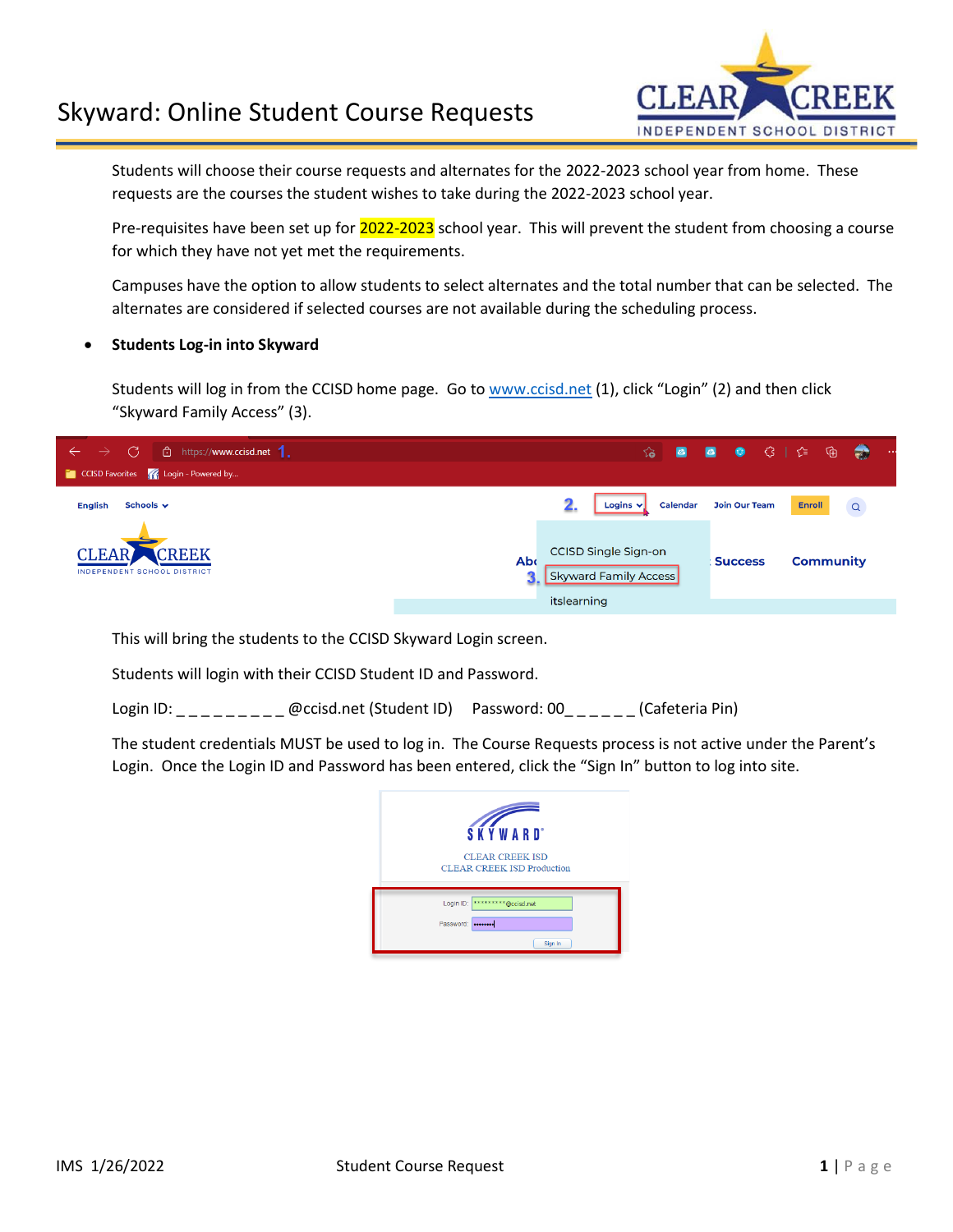# Skyward: Online Student Course Requests

Students will choose their course requests and alternates for the 2022-2023 school year from home. These requests are the courses the student wishes to take during the 2022-2023 school year.

Pre-requisites have been set up for 2022-2023 school year. This will prevent the student from choosing a course for which they have not yet met the requirements.

Campuses have the option to allow students to select alternates and the total number that can be selected. The alternates are considered if selected courses are not available during the scheduling process.

- **Students Log-in into Skyward**

Students will log in from the CCISD home page. Go to www.ccisd.net (1), click "Login" (2) and then click "Skyward Family Access" (3).

This will bring the students to the CCISD Skyward Login screen.

Students will login with their CCISD Student ID and Password.

Login ID: _ _ _ _ _ _ _ _ _ @ccisd.net (Student ID)     Password: 00_ _ _ _ _ _ (Cafeteria Pin)

The student credentials MUST be used to log in. The Course Requests process is not active under the Parent's Login. Once the Login ID and Password has been entered, click the "Sign In" button to log into site.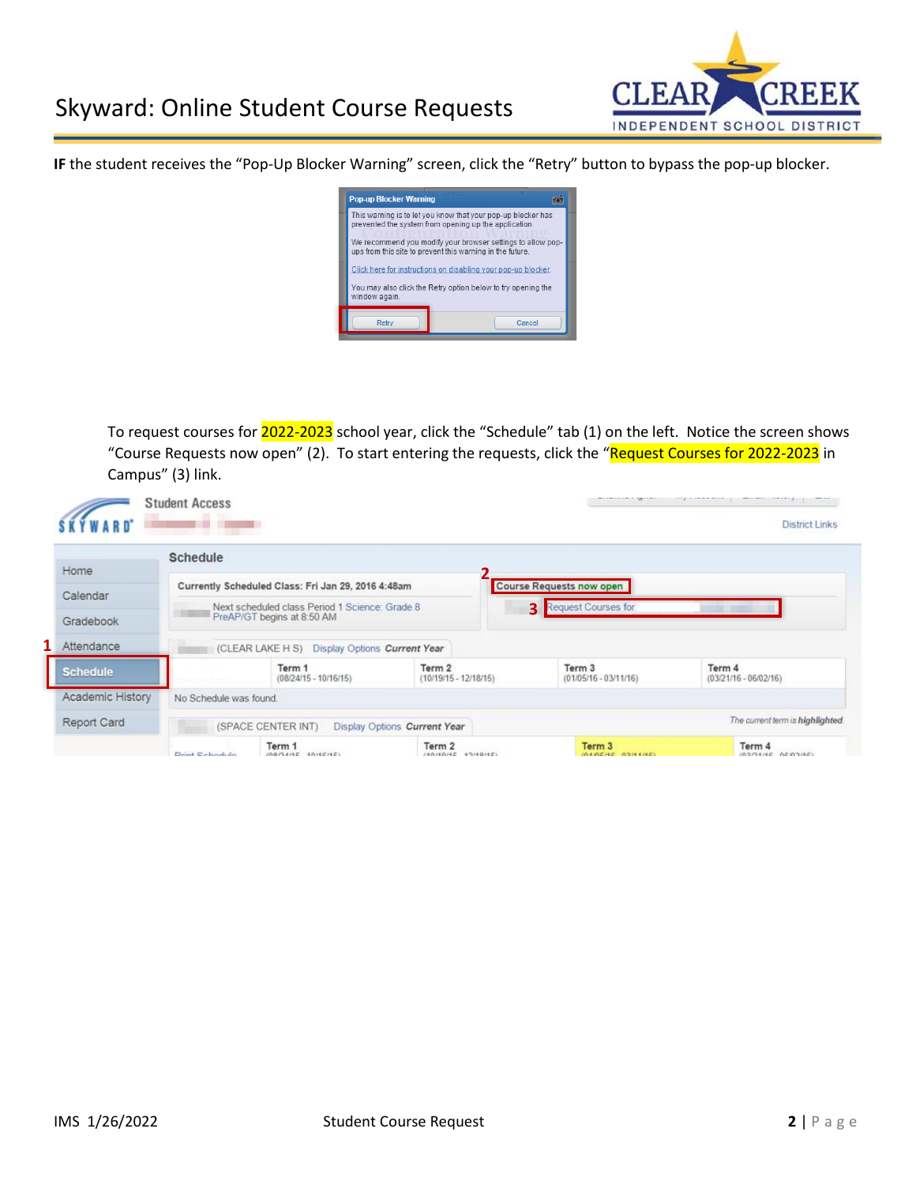**IF** the student receives the "Pop-Up Blocker Warning" screen, click the "Retry" button to bypass the pop-up blocker.

To request courses for 2022-2023 school year, click the "Schedule" tab (1) on the left. Notice the screen shows "Course Requests now open" (2). To start entering the requests, click the "Request Courses for 2022-2023 in Campus" (3) link.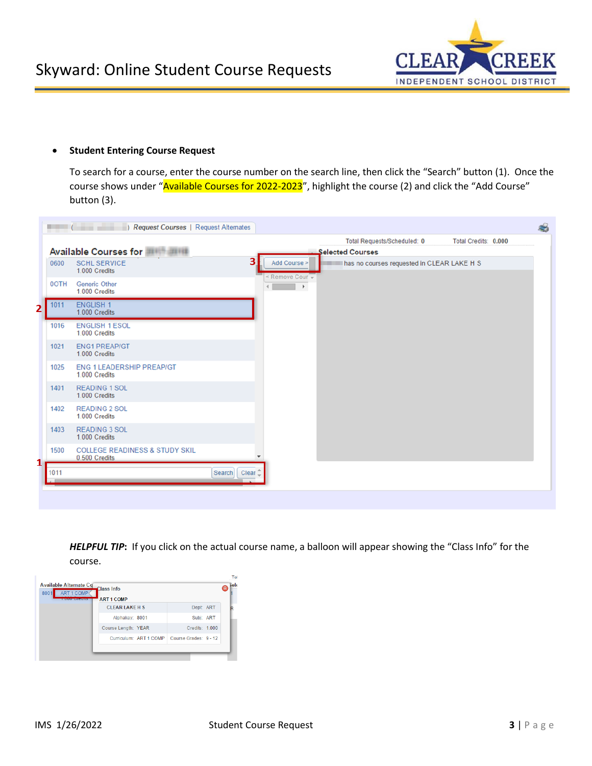- **Student Entering Course Request**

  To search for a course, enter the course number on the search line, then click the "Search" button (1). Once the course shows under "Available Courses for 2022-2023", highlight the course (2) and click the "Add Course" button (3).

***HELPFUL TIP*:** If you click on the actual course name, a balloon will appear showing the "Class Info" for the course.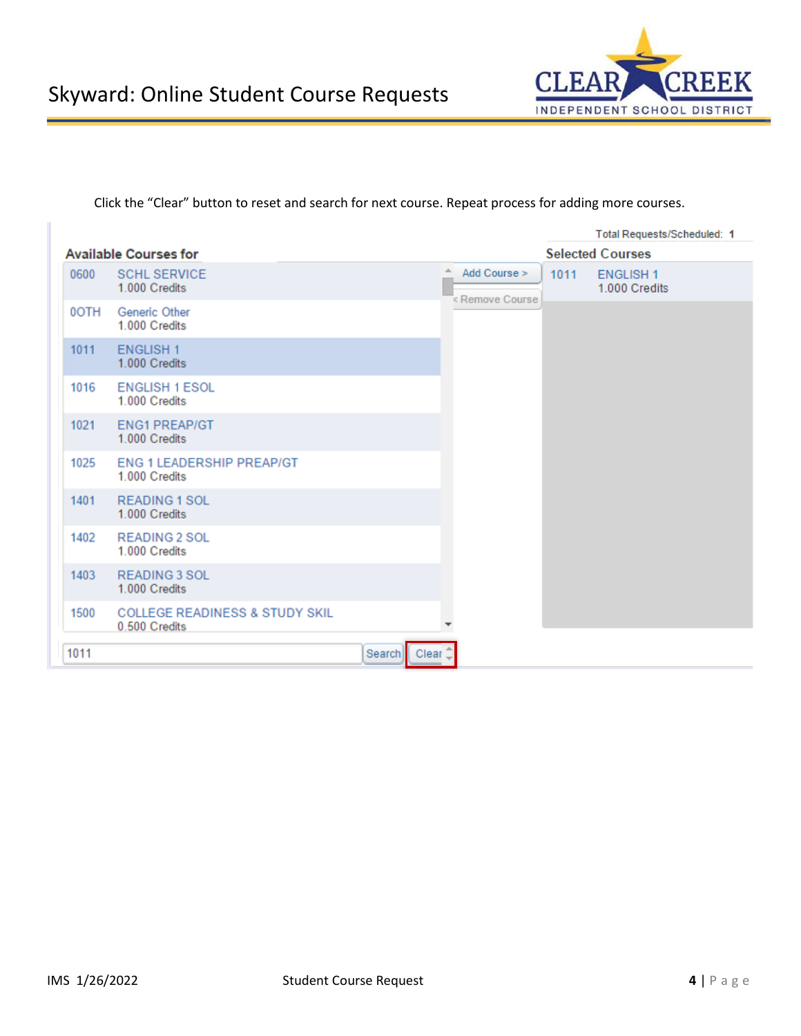Click the "Clear" button to reset and search for next course. Repeat process for adding more courses.

Total Requests/Scheduled: 1

**Available Courses for**

| Code | Course |
|---|---|
| 0600 | SCHL SERVICE<br>1.000 Credits |
| 0OTH | Generic Other<br>1.000 Credits |
| 1011 | ENGLISH 1<br>1.000 Credits |
| 1016 | ENGLISH 1 ESOL<br>1.000 Credits |
| 1021 | ENG1 PREAP/GT<br>1.000 Credits |
| 1025 | ENG 1 LEADERSHIP PREAP/GT<br>1.000 Credits |
| 1401 | READING 1 SOL<br>1.000 Credits |
| 1402 | READING 2 SOL<br>1.000 Credits |
| 1403 | READING 3 SOL<br>1.000 Credits |
| 1500 | COLLEGE READINESS & STUDY SKIL<br>0.500 Credits |

Add Course >

< Remove Course

**Selected Courses**

| Code | Course |
|---|---|
| 1011 | ENGLISH 1<br>1.000 Credits |

1011 Search Clear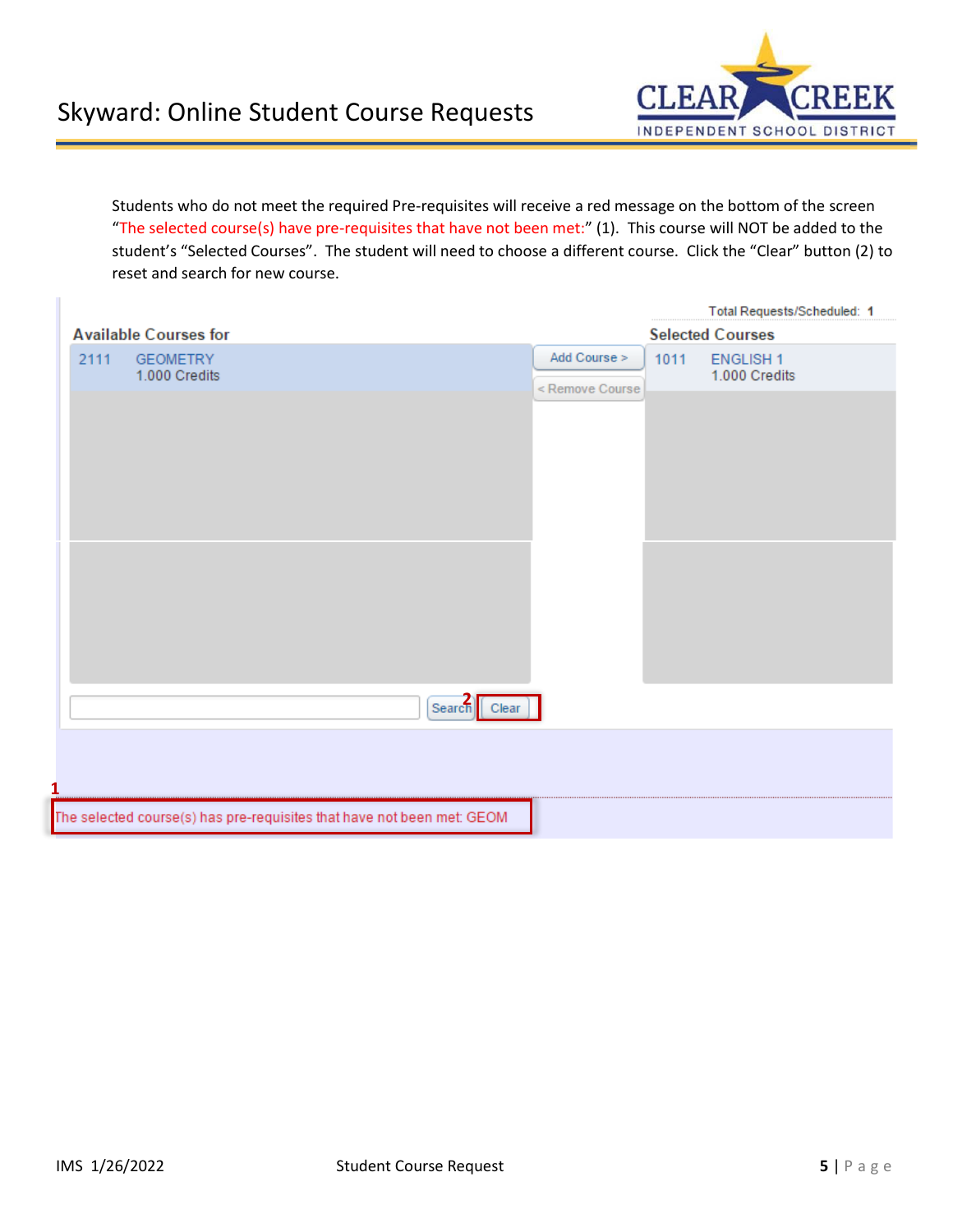Students who do not meet the required Pre-requisites will receive a red message on the bottom of the screen "The selected course(s) have pre-requisites that have not been met:" (1). This course will NOT be added to the student's "Selected Courses". The student will need to choose a different course. Click the "Clear" button (2) to reset and search for new course.

Total Requests/Scheduled: 1

| Available Courses for | | Selected Courses |
|---|---|---|
| 2111 GEOMETRY 1.000 Credits | Add Course > / < Remove Course | 1011 ENGLISH 1 1.000 Credits |

Search **2** Clear

**1** The selected course(s) has pre-requisites that have not been met: GEOM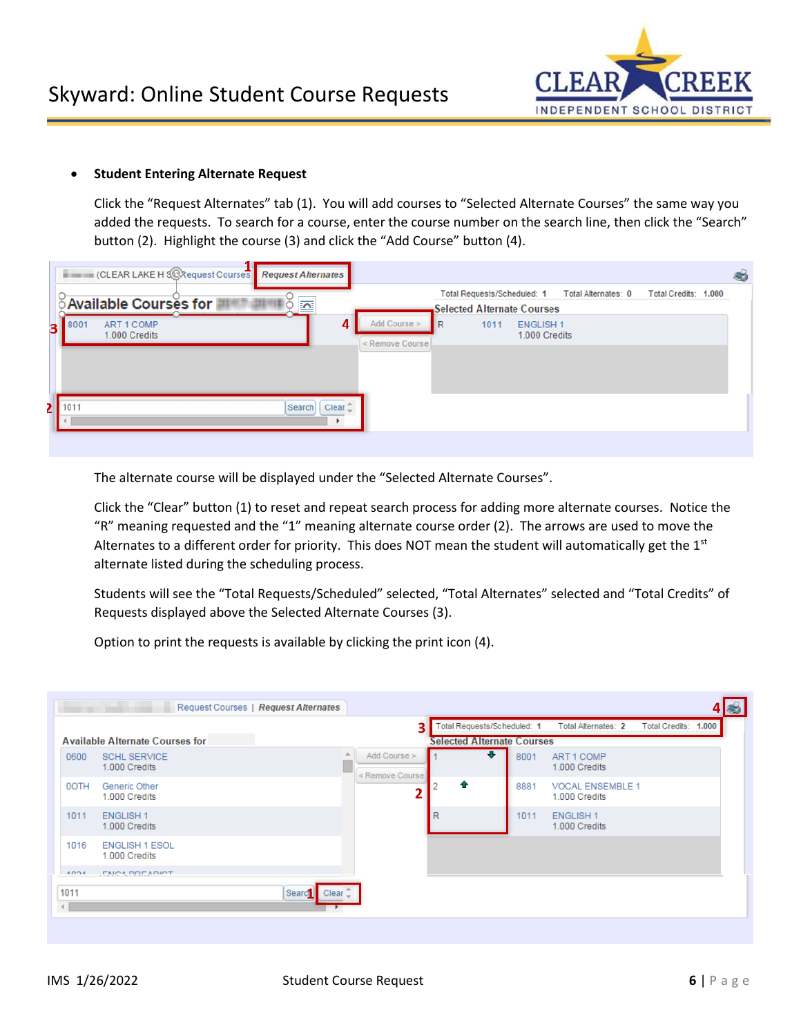- **Student Entering Alternate Request**

  Click the "Request Alternates" tab (1). You will add courses to "Selected Alternate Courses" the same way you added the requests. To search for a course, enter the course number on the search line, then click the "Search" button (2). Highlight the course (3) and click the "Add Course" button (4).

  The alternate course will be displayed under the "Selected Alternate Courses".

  Click the "Clear" button (1) to reset and repeat search process for adding more alternate courses. Notice the "R" meaning requested and the "1" meaning alternate course order (2). The arrows are used to move the Alternates to a different order for priority. This does NOT mean the student will automatically get the 1st alternate listed during the scheduling process.

  Students will see the "Total Requests/Scheduled" selected, "Total Alternates" selected and "Total Credits" of Requests displayed above the Selected Alternate Courses (3).

  Option to print the requests is available by clicking the print icon (4).